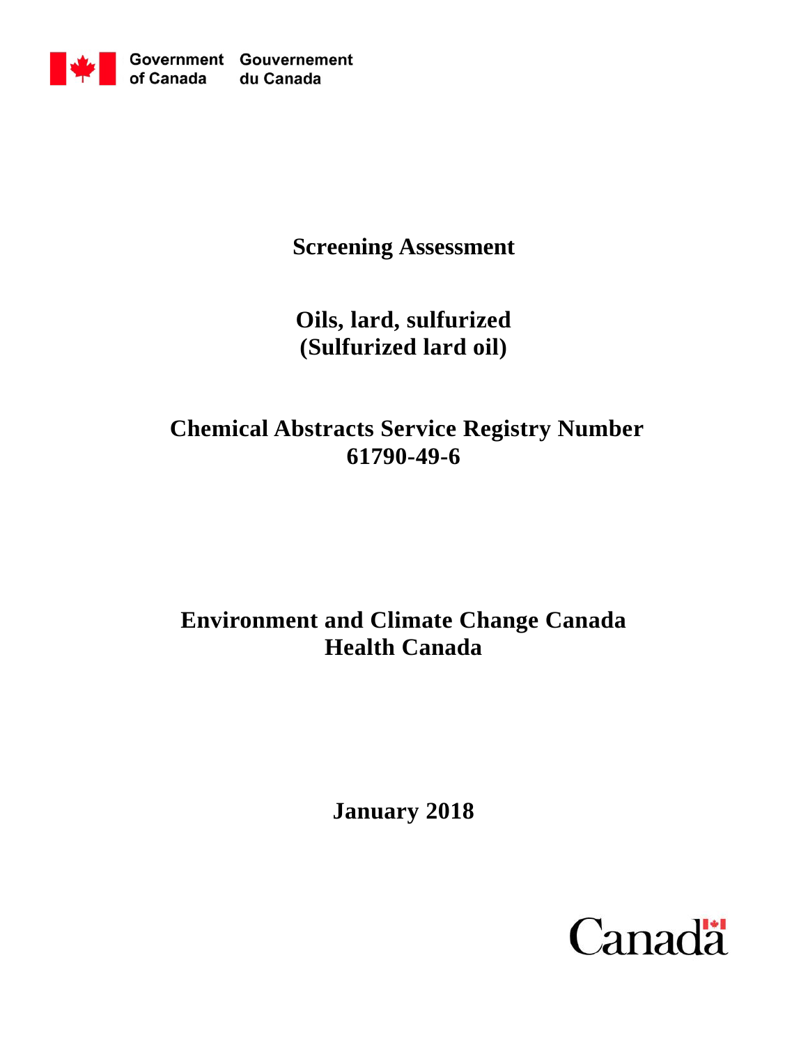Government of Canada Gouvernement du Canada

# Screening Assessment

# Oils, lard, sulfurized (Sulfurized lard oil)

## Chemical Abstracts Service Registry Number 61790-49-6

## Environment and Climate Change Canada Health Canada

**January 2018**

Canada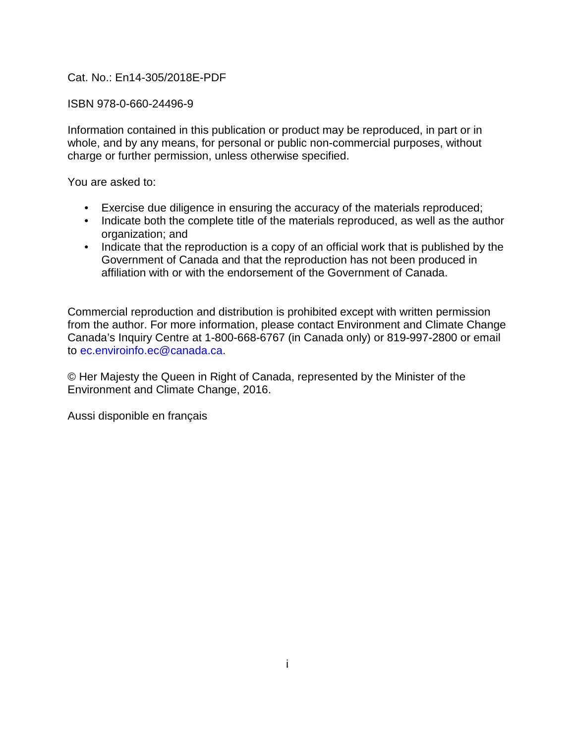Cat. No.: En14-305/2018E-PDF

ISBN 978-0-660-24496-9

Information contained in this publication or product may be reproduced, in part or in whole, and by any means, for personal or public non-commercial purposes, without charge or further permission, unless otherwise specified.

You are asked to:

- Exercise due diligence in ensuring the accuracy of the materials reproduced;
- Indicate both the complete title of the materials reproduced, as well as the author organization; and
- Indicate that the reproduction is a copy of an official work that is published by the Government of Canada and that the reproduction has not been produced in affiliation with or with the endorsement of the Government of Canada.

Commercial reproduction and distribution is prohibited except with written permission from the author. For more information, please contact Environment and Climate Change Canada's Inquiry Centre at 1-800-668-6767 (in Canada only) or 819-997-2800 or email to ec.enviroinfo.ec@canada.ca.

© Her Majesty the Queen in Right of Canada, represented by the Minister of the Environment and Climate Change, 2016.

Aussi disponible en français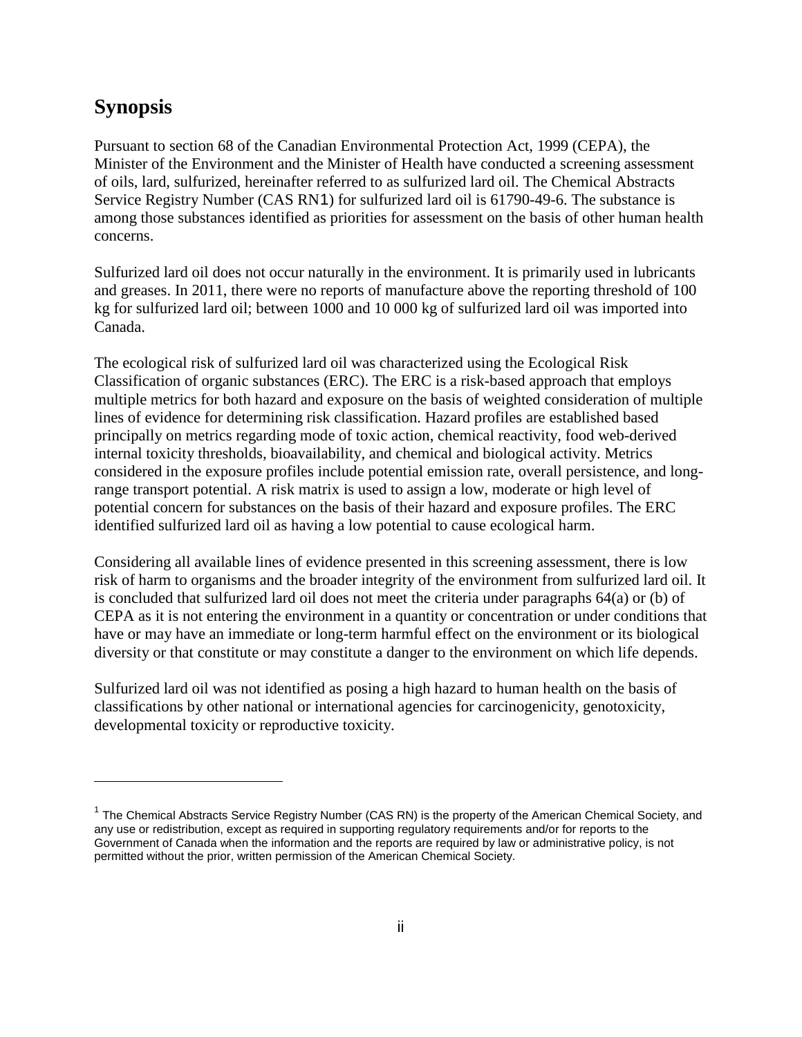## Synopsis

Pursuant to section 68 of the Canadian Environmental Protection Act, 1999 (CEPA), the Minister of the Environment and the Minister of Health have conducted a screening assessment of oils, lard, sulfurized, hereinafter referred to as sulfurized lard oil. The Chemical Abstracts Service Registry Number (CAS RN[1]) for sulfurized lard oil is 61790-49-6. The substance is among those substances identified as priorities for assessment on the basis of other human health concerns.

Sulfurized lard oil does not occur naturally in the environment. It is primarily used in lubricants and greases. In 2011, there were no reports of manufacture above the reporting threshold of 100 kg for sulfurized lard oil; between 1000 and 10 000 kg of sulfurized lard oil was imported into Canada.

The ecological risk of sulfurized lard oil was characterized using the Ecological Risk Classification of organic substances (ERC). The ERC is a risk-based approach that employs multiple metrics for both hazard and exposure on the basis of weighted consideration of multiple lines of evidence for determining risk classification. Hazard profiles are established based principally on metrics regarding mode of toxic action, chemical reactivity, food web-derived internal toxicity thresholds, bioavailability, and chemical and biological activity. Metrics considered in the exposure profiles include potential emission rate, overall persistence, and long-range transport potential. A risk matrix is used to assign a low, moderate or high level of potential concern for substances on the basis of their hazard and exposure profiles. The ERC identified sulfurized lard oil as having a low potential to cause ecological harm.

Considering all available lines of evidence presented in this screening assessment, there is low risk of harm to organisms and the broader integrity of the environment from sulfurized lard oil. It is concluded that sulfurized lard oil does not meet the criteria under paragraphs 64(a) or (b) of CEPA as it is not entering the environment in a quantity or concentration or under conditions that have or may have an immediate or long-term harmful effect on the environment or its biological diversity or that constitute or may constitute a danger to the environment on which life depends.

Sulfurized lard oil was not identified as posing a high hazard to human health on the basis of classifications by other national or international agencies for carcinogenicity, genotoxicity, developmental toxicity or reproductive toxicity.

---

[1] The Chemical Abstracts Service Registry Number (CAS RN) is the property of the American Chemical Society, and any use or redistribution, except as required in supporting regulatory requirements and/or for reports to the Government of Canada when the information and the reports are required by law or administrative policy, is not permitted without the prior, written permission of the American Chemical Society.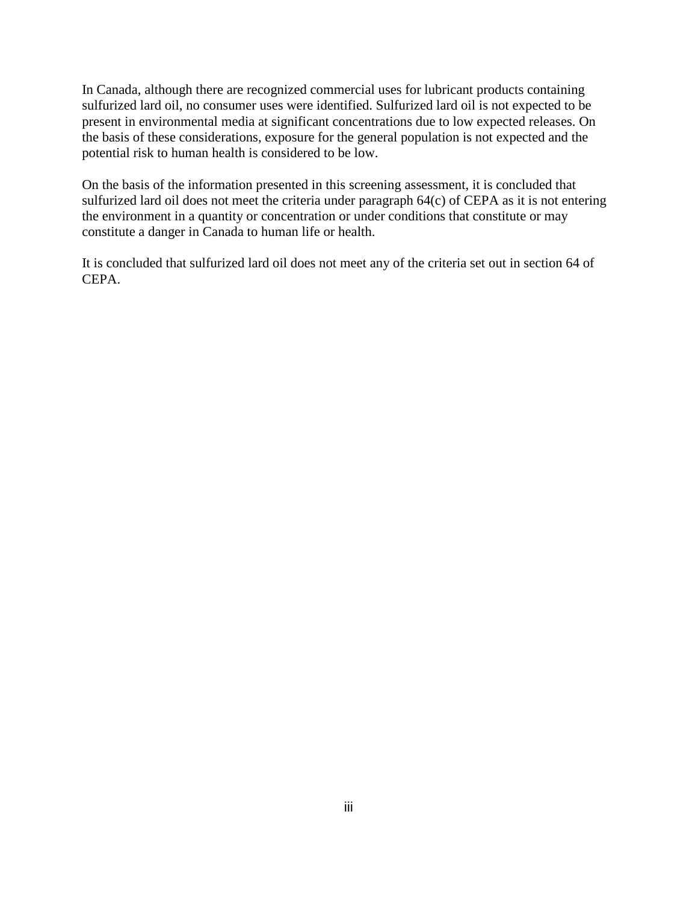In Canada, although there are recognized commercial uses for lubricant products containing sulfurized lard oil, no consumer uses were identified. Sulfurized lard oil is not expected to be present in environmental media at significant concentrations due to low expected releases. On the basis of these considerations, exposure for the general population is not expected and the potential risk to human health is considered to be low.

On the basis of the information presented in this screening assessment, it is concluded that sulfurized lard oil does not meet the criteria under paragraph 64(c) of CEPA as it is not entering the environment in a quantity or concentration or under conditions that constitute or may constitute a danger in Canada to human life or health.

It is concluded that sulfurized lard oil does not meet any of the criteria set out in section 64 of CEPA.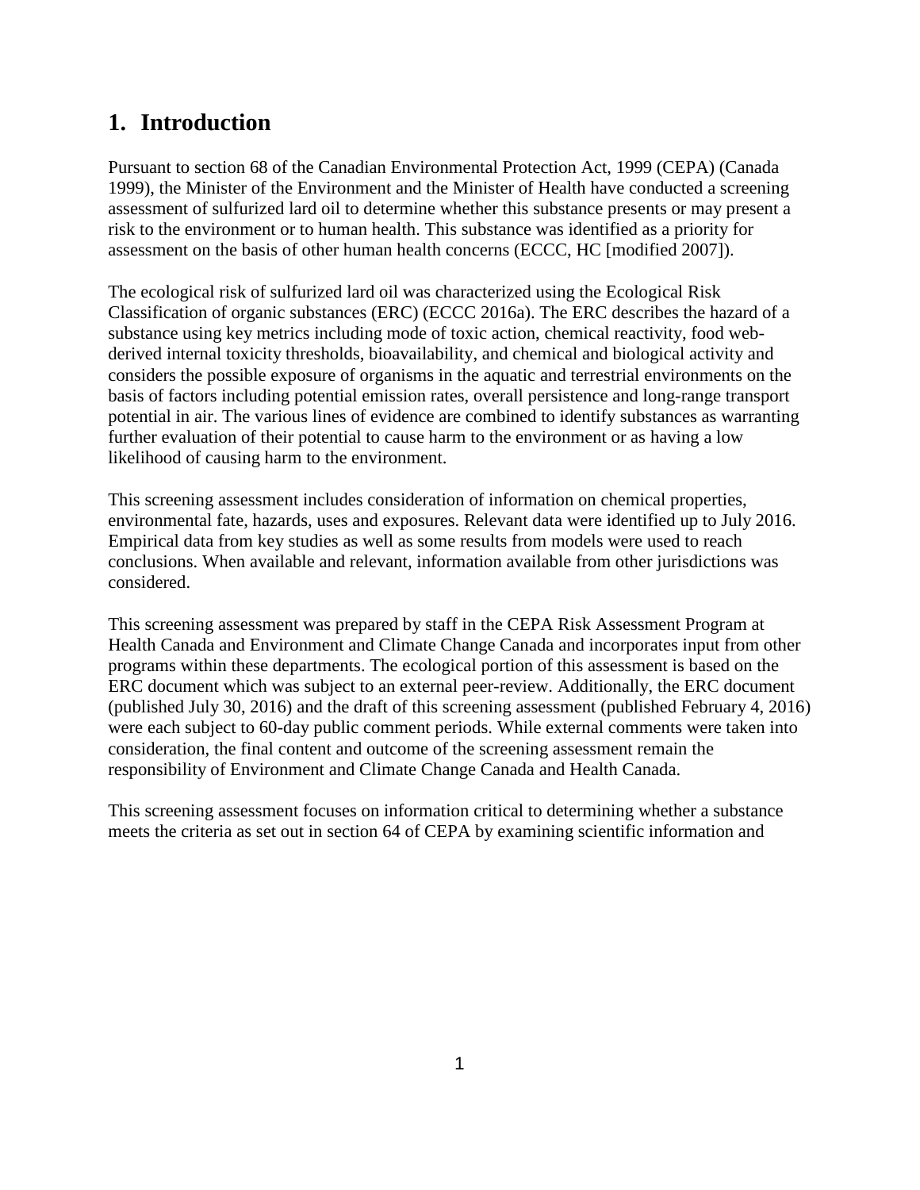# 1. Introduction

Pursuant to section 68 of the Canadian Environmental Protection Act, 1999 (CEPA) (Canada 1999), the Minister of the Environment and the Minister of Health have conducted a screening assessment of sulfurized lard oil to determine whether this substance presents or may present a risk to the environment or to human health. This substance was identified as a priority for assessment on the basis of other human health concerns (ECCC, HC [modified 2007]).

The ecological risk of sulfurized lard oil was characterized using the Ecological Risk Classification of organic substances (ERC) (ECCC 2016a). The ERC describes the hazard of a substance using key metrics including mode of toxic action, chemical reactivity, food web-derived internal toxicity thresholds, bioavailability, and chemical and biological activity and considers the possible exposure of organisms in the aquatic and terrestrial environments on the basis of factors including potential emission rates, overall persistence and long-range transport potential in air. The various lines of evidence are combined to identify substances as warranting further evaluation of their potential to cause harm to the environment or as having a low likelihood of causing harm to the environment.

This screening assessment includes consideration of information on chemical properties, environmental fate, hazards, uses and exposures. Relevant data were identified up to July 2016. Empirical data from key studies as well as some results from models were used to reach conclusions. When available and relevant, information available from other jurisdictions was considered.

This screening assessment was prepared by staff in the CEPA Risk Assessment Program at Health Canada and Environment and Climate Change Canada and incorporates input from other programs within these departments. The ecological portion of this assessment is based on the ERC document which was subject to an external peer-review. Additionally, the ERC document (published July 30, 2016) and the draft of this screening assessment (published February 4, 2016) were each subject to 60-day public comment periods. While external comments were taken into consideration, the final content and outcome of the screening assessment remain the responsibility of Environment and Climate Change Canada and Health Canada.

This screening assessment focuses on information critical to determining whether a substance meets the criteria as set out in section 64 of CEPA by examining scientific information and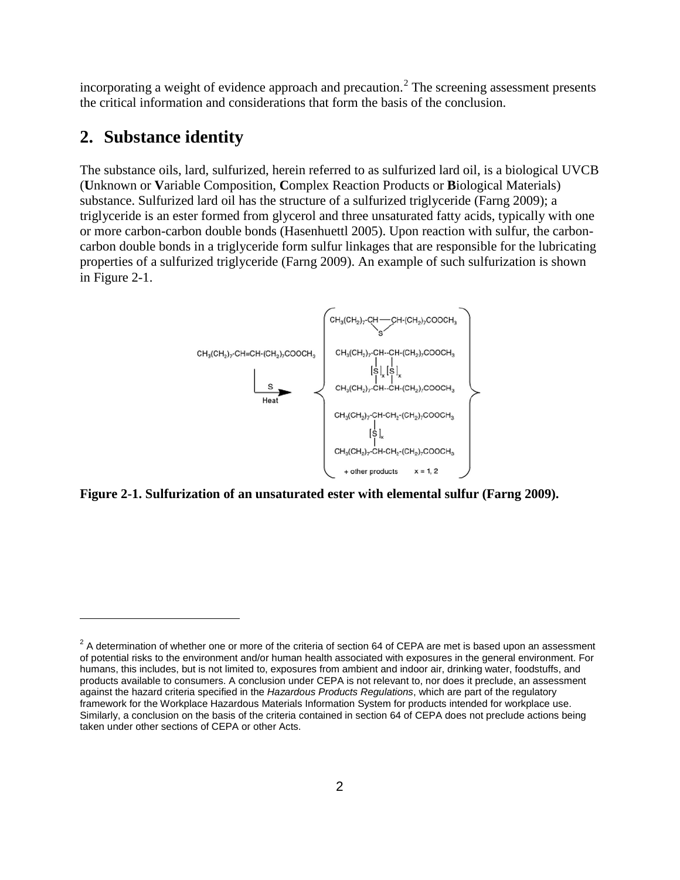incorporating a weight of evidence approach and precaution.[2] The screening assessment presents the critical information and considerations that form the basis of the conclusion.

## 2. Substance identity

The substance oils, lard, sulfurized, herein referred to as sulfurized lard oil, is a biological UVCB (**U**nknown or **V**ariable Composition, **C**omplex Reaction Products or **B**iological Materials) substance. Sulfurized lard oil has the structure of a sulfurized triglyceride (Farng 2009); a triglyceride is an ester formed from glycerol and three unsaturated fatty acids, typically with one or more carbon-carbon double bonds (Hasenhuettl 2005). Upon reaction with sulfur, the carbon-carbon double bonds in a triglyceride form sulfur linkages that are responsible for the lubricating properties of a sulfurized triglyceride (Farng 2009). An example of such sulfurization is shown in Figure 2-1.

**Figure 2-1. Sulfurization of an unsaturated ester with elemental sulfur (Farng 2009).**

[2] A determination of whether one or more of the criteria of section 64 of CEPA are met is based upon an assessment of potential risks to the environment and/or human health associated with exposures in the general environment. For humans, this includes, but is not limited to, exposures from ambient and indoor air, drinking water, foodstuffs, and products available to consumers. A conclusion under CEPA is not relevant to, nor does it preclude, an assessment against the hazard criteria specified in the *Hazardous Products Regulations*, which are part of the regulatory framework for the Workplace Hazardous Materials Information System for products intended for workplace use. Similarly, a conclusion on the basis of the criteria contained in section 64 of CEPA does not preclude actions being taken under other sections of CEPA or other Acts.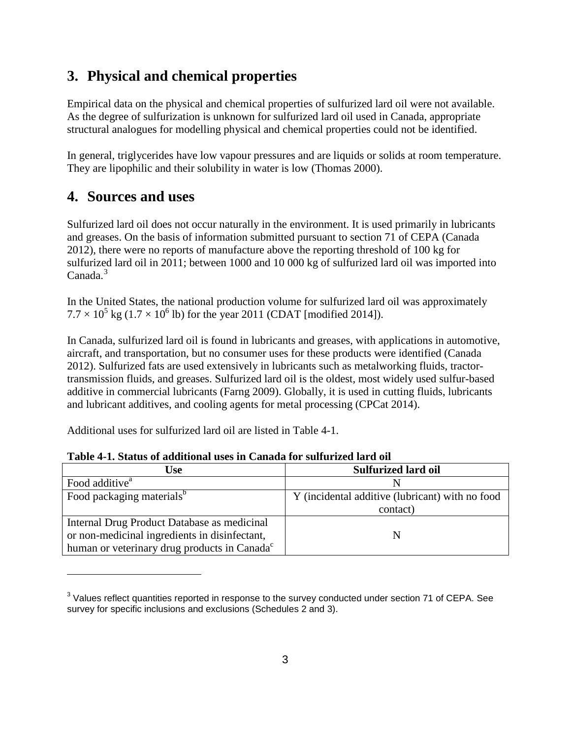## 3. Physical and chemical properties

Empirical data on the physical and chemical properties of sulfurized lard oil were not available. As the degree of sulfurization is unknown for sulfurized lard oil used in Canada, appropriate structural analogues for modelling physical and chemical properties could not be identified.

In general, triglycerides have low vapour pressures and are liquids or solids at room temperature. They are lipophilic and their solubility in water is low (Thomas 2000).

## 4. Sources and uses

Sulfurized lard oil does not occur naturally in the environment. It is used primarily in lubricants and greases. On the basis of information submitted pursuant to section 71 of CEPA (Canada 2012), there were no reports of manufacture above the reporting threshold of 100 kg for sulfurized lard oil in 2011; between 1000 and 10 000 kg of sulfurized lard oil was imported into Canada.[3]

In the United States, the national production volume for sulfurized lard oil was approximately $7.7 \times 10^5$ kg ($1.7 \times 10^6$ lb) for the year 2011 (CDAT [modified 2014]).

In Canada, sulfurized lard oil is found in lubricants and greases, with applications in automotive, aircraft, and transportation, but no consumer uses for these products were identified (Canada 2012). Sulfurized fats are used extensively in lubricants such as metalworking fluids, tractor-transmission fluids, and greases. Sulfurized lard oil is the oldest, most widely used sulfur-based additive in commercial lubricants (Farng 2009). Globally, it is used in cutting fluids, lubricants and lubricant additives, and cooling agents for metal processing (CPCat 2014).

Additional uses for sulfurized lard oil are listed in Table 4-1.

**Table 4-1. Status of additional uses in Canada for sulfurized lard oil**

| Use | Sulfurized lard oil |
|---|---|
| Food additive[a] | N |
| Food packaging materials[b] | Y (incidental additive (lubricant) with no food contact) |
| Internal Drug Product Database as medicinal or non-medicinal ingredients in disinfectant, human or veterinary drug products in Canada[c] | N |

[3] Values reflect quantities reported in response to the survey conducted under section 71 of CEPA. See survey for specific inclusions and exclusions (Schedules 2 and 3).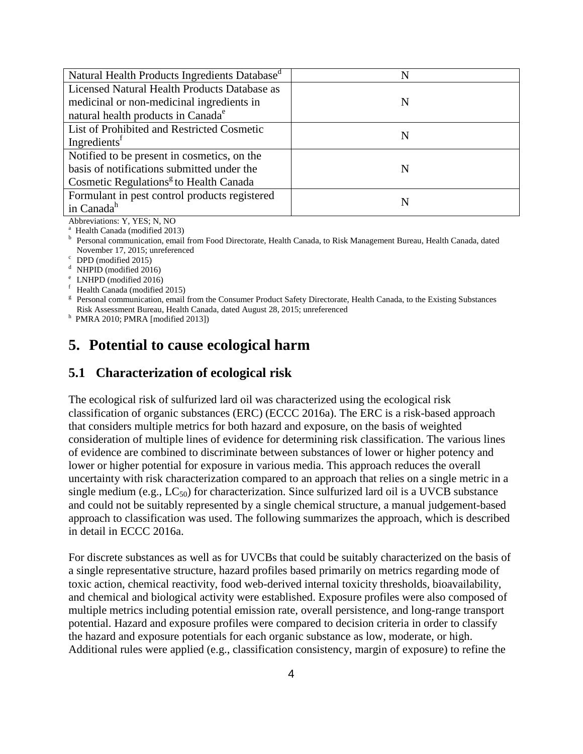| Natural Health Products Ingredients Database[d] | N |
| --- | --- |
| Licensed Natural Health Products Database as medicinal or non-medicinal ingredients in natural health products in Canada[e] | N |
| List of Prohibited and Restricted Cosmetic Ingredients[f] | N |
| Notified to be present in cosmetics, on the basis of notifications submitted under the Cosmetic Regulations[g] to Health Canada | N |
| Formulant in pest control products registered in Canada[h] | N |

Abbreviations: Y, YES; N, NO

[a] Health Canada (modified 2013)

[b] Personal communication, email from Food Directorate, Health Canada, to Risk Management Bureau, Health Canada, dated November 17, 2015; unreferenced

[c] DPD (modified 2015)

[d] NHPID (modified 2016)

[e] LNHPD (modified 2016)

[f] Health Canada (modified 2015)

[g] Personal communication, email from the Consumer Product Safety Directorate, Health Canada, to the Existing Substances Risk Assessment Bureau, Health Canada, dated August 28, 2015; unreferenced

[h] PMRA 2010; PMRA [modified 2013])

# 5. Potential to cause ecological harm

## 5.1 Characterization of ecological risk

The ecological risk of sulfurized lard oil was characterized using the ecological risk classification of organic substances (ERC) (ECCC 2016a). The ERC is a risk-based approach that considers multiple metrics for both hazard and exposure, on the basis of weighted consideration of multiple lines of evidence for determining risk classification. The various lines of evidence are combined to discriminate between substances of lower or higher potency and lower or higher potential for exposure in various media. This approach reduces the overall uncertainty with risk characterization compared to an approach that relies on a single metric in a single medium (e.g., $LC_{50}$) for characterization. Since sulfurized lard oil is a UVCB substance and could not be suitably represented by a single chemical structure, a manual judgement-based approach to classification was used. The following summarizes the approach, which is described in detail in ECCC 2016a.

For discrete substances as well as for UVCBs that could be suitably characterized on the basis of a single representative structure, hazard profiles based primarily on metrics regarding mode of toxic action, chemical reactivity, food web-derived internal toxicity thresholds, bioavailability, and chemical and biological activity were established. Exposure profiles were also composed of multiple metrics including potential emission rate, overall persistence, and long-range transport potential. Hazard and exposure profiles were compared to decision criteria in order to classify the hazard and exposure potentials for each organic substance as low, moderate, or high. Additional rules were applied (e.g., classification consistency, margin of exposure) to refine the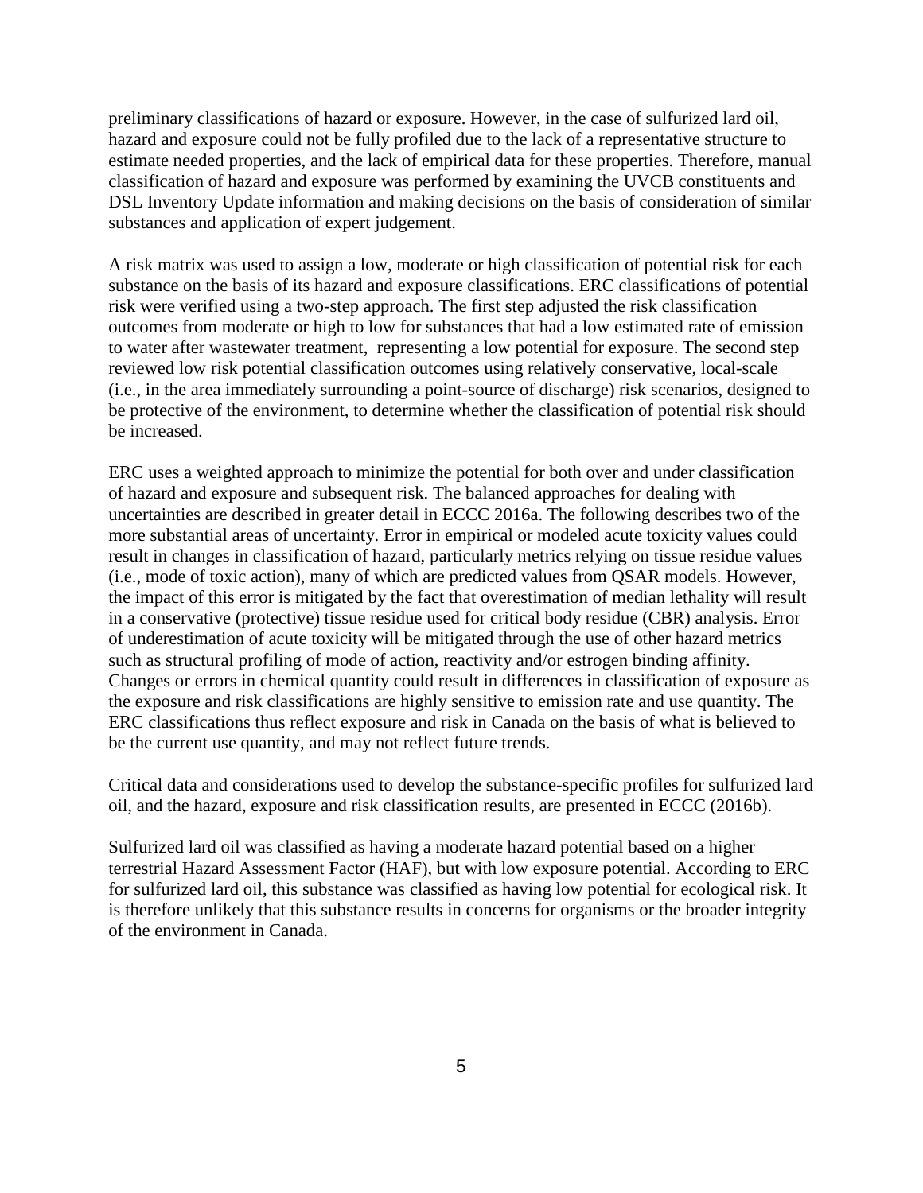preliminary classifications of hazard or exposure. However, in the case of sulfurized lard oil, hazard and exposure could not be fully profiled due to the lack of a representative structure to estimate needed properties, and the lack of empirical data for these properties. Therefore, manual classification of hazard and exposure was performed by examining the UVCB constituents and DSL Inventory Update information and making decisions on the basis of consideration of similar substances and application of expert judgement.

A risk matrix was used to assign a low, moderate or high classification of potential risk for each substance on the basis of its hazard and exposure classifications. ERC classifications of potential risk were verified using a two-step approach. The first step adjusted the risk classification outcomes from moderate or high to low for substances that had a low estimated rate of emission to water after wastewater treatment, representing a low potential for exposure. The second step reviewed low risk potential classification outcomes using relatively conservative, local-scale (i.e., in the area immediately surrounding a point-source of discharge) risk scenarios, designed to be protective of the environment, to determine whether the classification of potential risk should be increased.

ERC uses a weighted approach to minimize the potential for both over and under classification of hazard and exposure and subsequent risk. The balanced approaches for dealing with uncertainties are described in greater detail in ECCC 2016a. The following describes two of the more substantial areas of uncertainty. Error in empirical or modeled acute toxicity values could result in changes in classification of hazard, particularly metrics relying on tissue residue values (i.e., mode of toxic action), many of which are predicted values from QSAR models. However, the impact of this error is mitigated by the fact that overestimation of median lethality will result in a conservative (protective) tissue residue used for critical body residue (CBR) analysis. Error of underestimation of acute toxicity will be mitigated through the use of other hazard metrics such as structural profiling of mode of action, reactivity and/or estrogen binding affinity. Changes or errors in chemical quantity could result in differences in classification of exposure as the exposure and risk classifications are highly sensitive to emission rate and use quantity. The ERC classifications thus reflect exposure and risk in Canada on the basis of what is believed to be the current use quantity, and may not reflect future trends.

Critical data and considerations used to develop the substance-specific profiles for sulfurized lard oil, and the hazard, exposure and risk classification results, are presented in ECCC (2016b).

Sulfurized lard oil was classified as having a moderate hazard potential based on a higher terrestrial Hazard Assessment Factor (HAF), but with low exposure potential. According to ERC for sulfurized lard oil, this substance was classified as having low potential for ecological risk. It is therefore unlikely that this substance results in concerns for organisms or the broader integrity of the environment in Canada.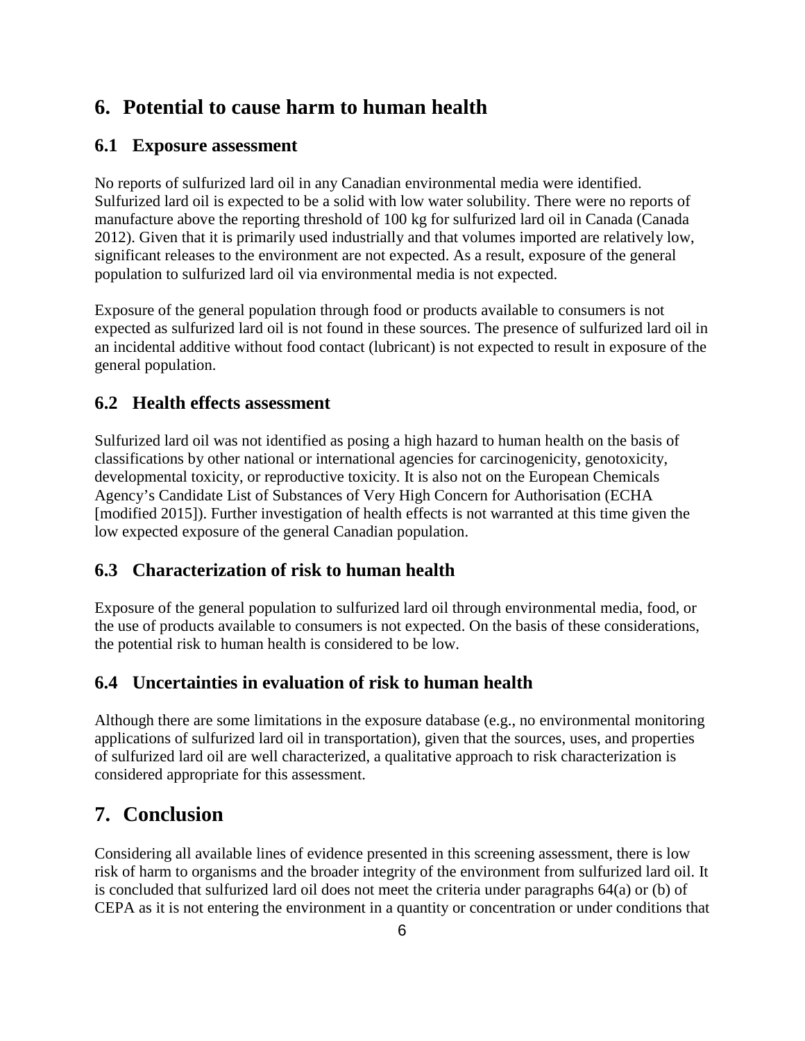# 6. Potential to cause harm to human health

## 6.1 Exposure assessment

No reports of sulfurized lard oil in any Canadian environmental media were identified. Sulfurized lard oil is expected to be a solid with low water solubility. There were no reports of manufacture above the reporting threshold of 100 kg for sulfurized lard oil in Canada (Canada 2012). Given that it is primarily used industrially and that volumes imported are relatively low, significant releases to the environment are not expected. As a result, exposure of the general population to sulfurized lard oil via environmental media is not expected.

Exposure of the general population through food or products available to consumers is not expected as sulfurized lard oil is not found in these sources. The presence of sulfurized lard oil in an incidental additive without food contact (lubricant) is not expected to result in exposure of the general population.

## 6.2 Health effects assessment

Sulfurized lard oil was not identified as posing a high hazard to human health on the basis of classifications by other national or international agencies for carcinogenicity, genotoxicity, developmental toxicity, or reproductive toxicity. It is also not on the European Chemicals Agency's Candidate List of Substances of Very High Concern for Authorisation (ECHA [modified 2015]). Further investigation of health effects is not warranted at this time given the low expected exposure of the general Canadian population.

## 6.3 Characterization of risk to human health

Exposure of the general population to sulfurized lard oil through environmental media, food, or the use of products available to consumers is not expected. On the basis of these considerations, the potential risk to human health is considered to be low.

## 6.4 Uncertainties in evaluation of risk to human health

Although there are some limitations in the exposure database (e.g., no environmental monitoring applications of sulfurized lard oil in transportation), given that the sources, uses, and properties of sulfurized lard oil are well characterized, a qualitative approach to risk characterization is considered appropriate for this assessment.

# 7. Conclusion

Considering all available lines of evidence presented in this screening assessment, there is low risk of harm to organisms and the broader integrity of the environment from sulfurized lard oil. It is concluded that sulfurized lard oil does not meet the criteria under paragraphs 64(a) or (b) of CEPA as it is not entering the environment in a quantity or concentration or under conditions that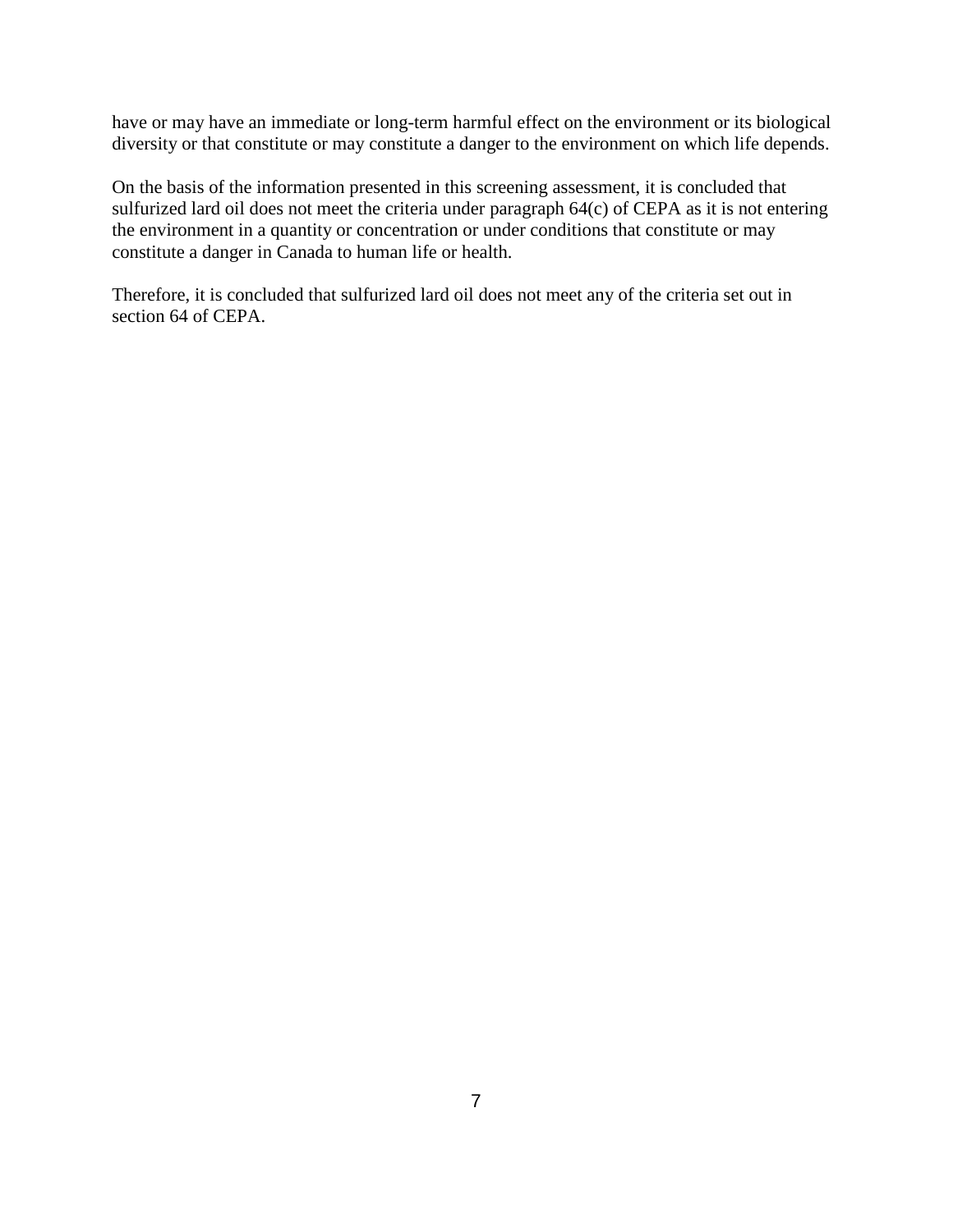have or may have an immediate or long-term harmful effect on the environment or its biological diversity or that constitute or may constitute a danger to the environment on which life depends.

On the basis of the information presented in this screening assessment, it is concluded that sulfurized lard oil does not meet the criteria under paragraph 64(c) of CEPA as it is not entering the environment in a quantity or concentration or under conditions that constitute or may constitute a danger in Canada to human life or health.

Therefore, it is concluded that sulfurized lard oil does not meet any of the criteria set out in section 64 of CEPA.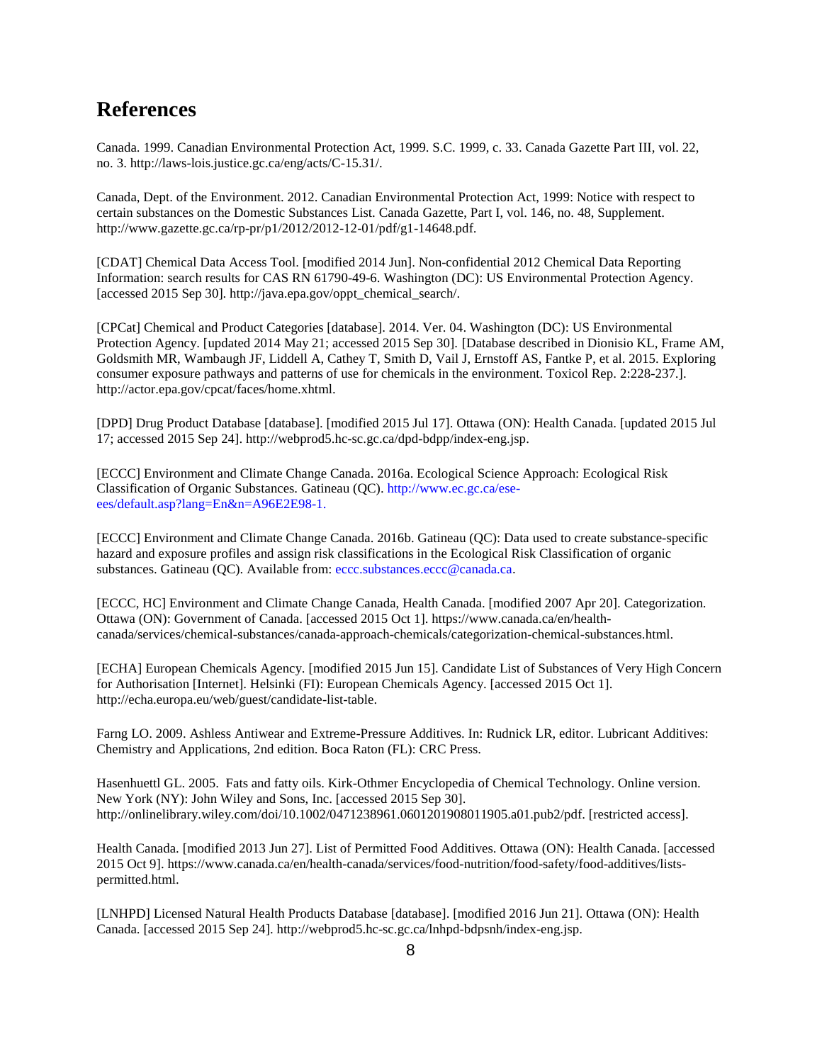## References

Canada. 1999. Canadian Environmental Protection Act, 1999. S.C. 1999, c. 33. Canada Gazette Part III, vol. 22, no. 3. http://laws-lois.justice.gc.ca/eng/acts/C-15.31/.

Canada, Dept. of the Environment. 2012. Canadian Environmental Protection Act, 1999: Notice with respect to certain substances on the Domestic Substances List. Canada Gazette, Part I, vol. 146, no. 48, Supplement. http://www.gazette.gc.ca/rp-pr/p1/2012/2012-12-01/pdf/g1-14648.pdf.

[CDAT] Chemical Data Access Tool. [modified 2014 Jun]. Non-confidential 2012 Chemical Data Reporting Information: search results for CAS RN 61790-49-6. Washington (DC): US Environmental Protection Agency. [accessed 2015 Sep 30]. http://java.epa.gov/oppt_chemical_search/.

[CPCat] Chemical and Product Categories [database]. 2014. Ver. 04. Washington (DC): US Environmental Protection Agency. [updated 2014 May 21; accessed 2015 Sep 30]. [Database described in Dionisio KL, Frame AM, Goldsmith MR, Wambaugh JF, Liddell A, Cathey T, Smith D, Vail J, Ernstoff AS, Fantke P, et al. 2015. Exploring consumer exposure pathways and patterns of use for chemicals in the environment. Toxicol Rep. 2:228-237.]. http://actor.epa.gov/cpcat/faces/home.xhtml.

[DPD] Drug Product Database [database]. [modified 2015 Jul 17]. Ottawa (ON): Health Canada. [updated 2015 Jul 17; accessed 2015 Sep 24]. http://webprod5.hc-sc.gc.ca/dpd-bdpp/index-eng.jsp.

[ECCC] Environment and Climate Change Canada. 2016a. Ecological Science Approach: Ecological Risk Classification of Organic Substances. Gatineau (QC). http://www.ec.gc.ca/ese-ees/default.asp?lang=En&n=A96E2E98-1.

[ECCC] Environment and Climate Change Canada. 2016b. Gatineau (QC): Data used to create substance-specific hazard and exposure profiles and assign risk classifications in the Ecological Risk Classification of organic substances. Gatineau (QC). Available from: eccc.substances.eccc@canada.ca.

[ECCC, HC] Environment and Climate Change Canada, Health Canada. [modified 2007 Apr 20]. Categorization. Ottawa (ON): Government of Canada. [accessed 2015 Oct 1]. https://www.canada.ca/en/health-canada/services/chemical-substances/canada-approach-chemicals/categorization-chemical-substances.html.

[ECHA] European Chemicals Agency. [modified 2015 Jun 15]. Candidate List of Substances of Very High Concern for Authorisation [Internet]. Helsinki (FI): European Chemicals Agency. [accessed 2015 Oct 1]. http://echa.europa.eu/web/guest/candidate-list-table.

Farng LO. 2009. Ashless Antiwear and Extreme-Pressure Additives. In: Rudnick LR, editor. Lubricant Additives: Chemistry and Applications, 2nd edition. Boca Raton (FL): CRC Press.

Hasenhuettl GL. 2005. Fats and fatty oils. Kirk-Othmer Encyclopedia of Chemical Technology. Online version. New York (NY): John Wiley and Sons, Inc. [accessed 2015 Sep 30]. http://onlinelibrary.wiley.com/doi/10.1002/0471238961.0601201908011905.a01.pub2/pdf. [restricted access].

Health Canada. [modified 2013 Jun 27]. List of Permitted Food Additives. Ottawa (ON): Health Canada. [accessed 2015 Oct 9]. https://www.canada.ca/en/health-canada/services/food-nutrition/food-safety/food-additives/lists-permitted.html.

[LNHPD] Licensed Natural Health Products Database [database]. [modified 2016 Jun 21]. Ottawa (ON): Health Canada. [accessed 2015 Sep 24]. http://webprod5.hc-sc.gc.ca/lnhpd-bdpsnh/index-eng.jsp.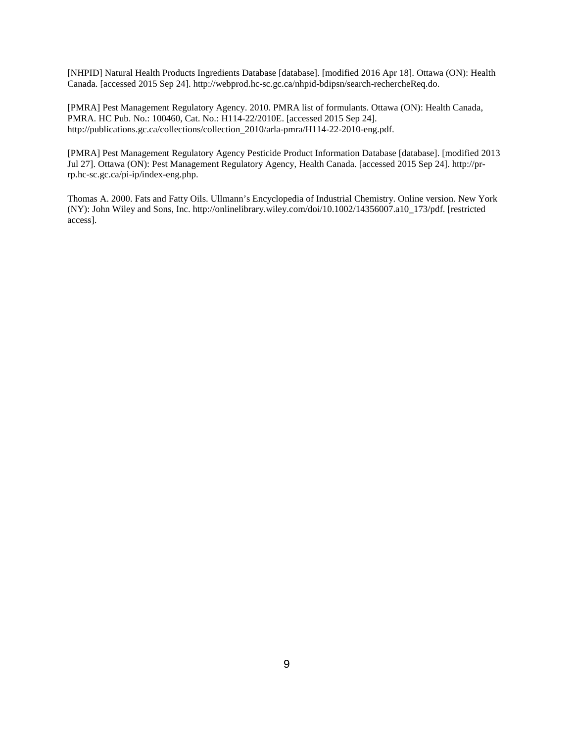[NHPID] Natural Health Products Ingredients Database [database]. [modified 2016 Apr 18]. Ottawa (ON): Health Canada. [accessed 2015 Sep 24]. http://webprod.hc-sc.gc.ca/nhpid-bdipsn/search-rechercheReq.do.

[PMRA] Pest Management Regulatory Agency. 2010. PMRA list of formulants. Ottawa (ON): Health Canada, PMRA. HC Pub. No.: 100460, Cat. No.: H114-22/2010E. [accessed 2015 Sep 24]. http://publications.gc.ca/collections/collection_2010/arla-pmra/H114-22-2010-eng.pdf.

[PMRA] Pest Management Regulatory Agency Pesticide Product Information Database [database]. [modified 2013 Jul 27]. Ottawa (ON): Pest Management Regulatory Agency, Health Canada. [accessed 2015 Sep 24]. http://pr-rp.hc-sc.gc.ca/pi-ip/index-eng.php.

Thomas A. 2000. Fats and Fatty Oils. Ullmann's Encyclopedia of Industrial Chemistry. Online version. New York (NY): John Wiley and Sons, Inc. http://onlinelibrary.wiley.com/doi/10.1002/14356007.a10_173/pdf. [restricted access].